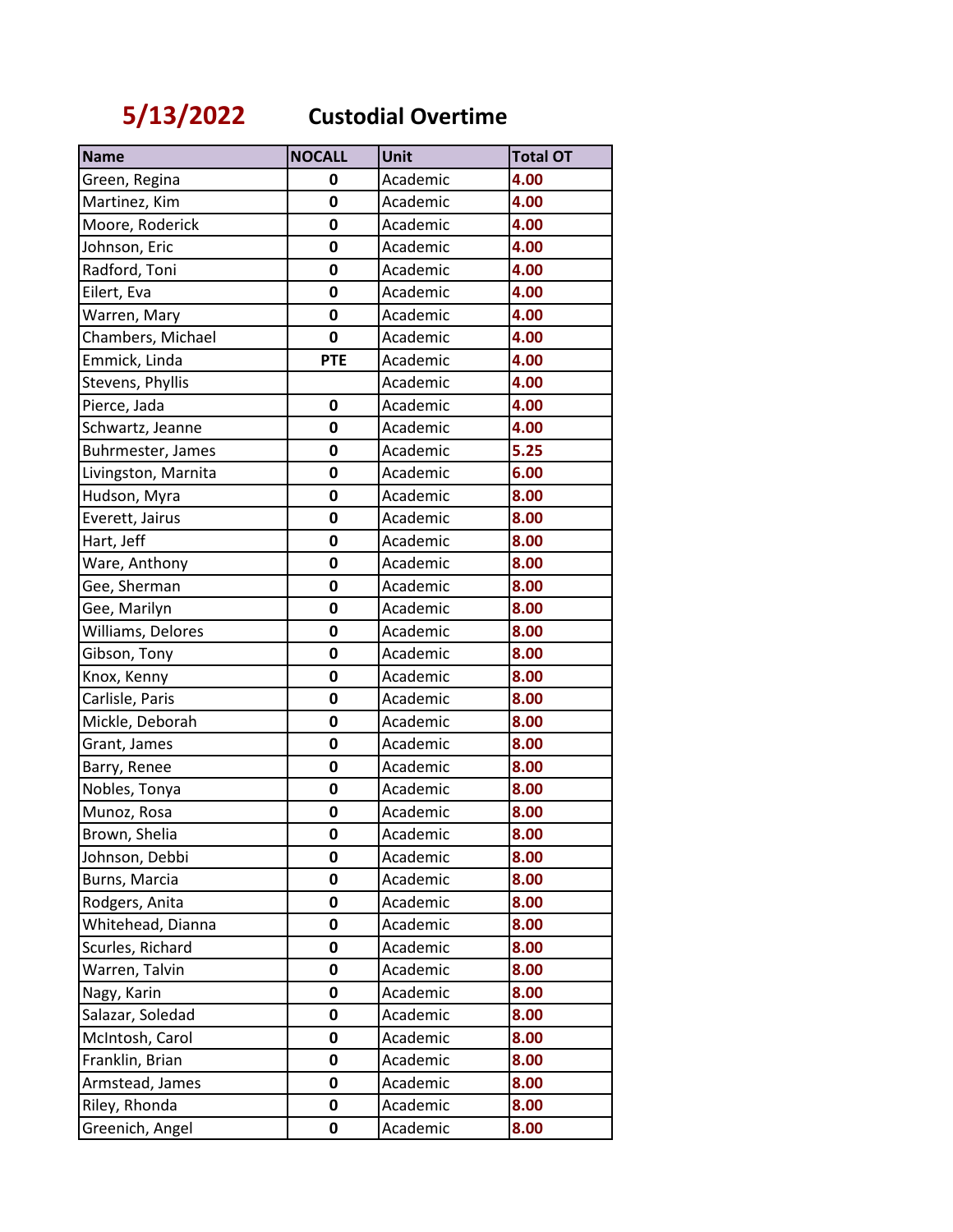# 5/13/2022 Custodial Overtime

| Name | NOCALL | Unit | Total OT |
|---|---|---|---|
| Green, Regina | 0 | Academic | 4.00 |
| Martinez, Kim | 0 | Academic | 4.00 |
| Moore, Roderick | 0 | Academic | 4.00 |
| Johnson, Eric | 0 | Academic | 4.00 |
| Radford, Toni | 0 | Academic | 4.00 |
| Eilert, Eva | 0 | Academic | 4.00 |
| Warren, Mary | 0 | Academic | 4.00 |
| Chambers, Michael | 0 | Academic | 4.00 |
| Emmick, Linda | PTE | Academic | 4.00 |
| Stevens, Phyllis | | Academic | 4.00 |
| Pierce, Jada | 0 | Academic | 4.00 |
| Schwartz, Jeanne | 0 | Academic | 4.00 |
| Buhrmester, James | 0 | Academic | 5.25 |
| Livingston, Marnita | 0 | Academic | 6.00 |
| Hudson, Myra | 0 | Academic | 8.00 |
| Everett, Jairus | 0 | Academic | 8.00 |
| Hart, Jeff | 0 | Academic | 8.00 |
| Ware, Anthony | 0 | Academic | 8.00 |
| Gee, Sherman | 0 | Academic | 8.00 |
| Gee, Marilyn | 0 | Academic | 8.00 |
| Williams, Delores | 0 | Academic | 8.00 |
| Gibson, Tony | 0 | Academic | 8.00 |
| Knox, Kenny | 0 | Academic | 8.00 |
| Carlisle, Paris | 0 | Academic | 8.00 |
| Mickle, Deborah | 0 | Academic | 8.00 |
| Grant, James | 0 | Academic | 8.00 |
| Barry, Renee | 0 | Academic | 8.00 |
| Nobles, Tonya | 0 | Academic | 8.00 |
| Munoz, Rosa | 0 | Academic | 8.00 |
| Brown, Shelia | 0 | Academic | 8.00 |
| Johnson, Debbi | 0 | Academic | 8.00 |
| Burns, Marcia | 0 | Academic | 8.00 |
| Rodgers, Anita | 0 | Academic | 8.00 |
| Whitehead, Dianna | 0 | Academic | 8.00 |
| Scurles, Richard | 0 | Academic | 8.00 |
| Warren, Talvin | 0 | Academic | 8.00 |
| Nagy, Karin | 0 | Academic | 8.00 |
| Salazar, Soledad | 0 | Academic | 8.00 |
| McIntosh, Carol | 0 | Academic | 8.00 |
| Franklin, Brian | 0 | Academic | 8.00 |
| Armstead, James | 0 | Academic | 8.00 |
| Riley, Rhonda | 0 | Academic | 8.00 |
| Greenich, Angel | 0 | Academic | 8.00 |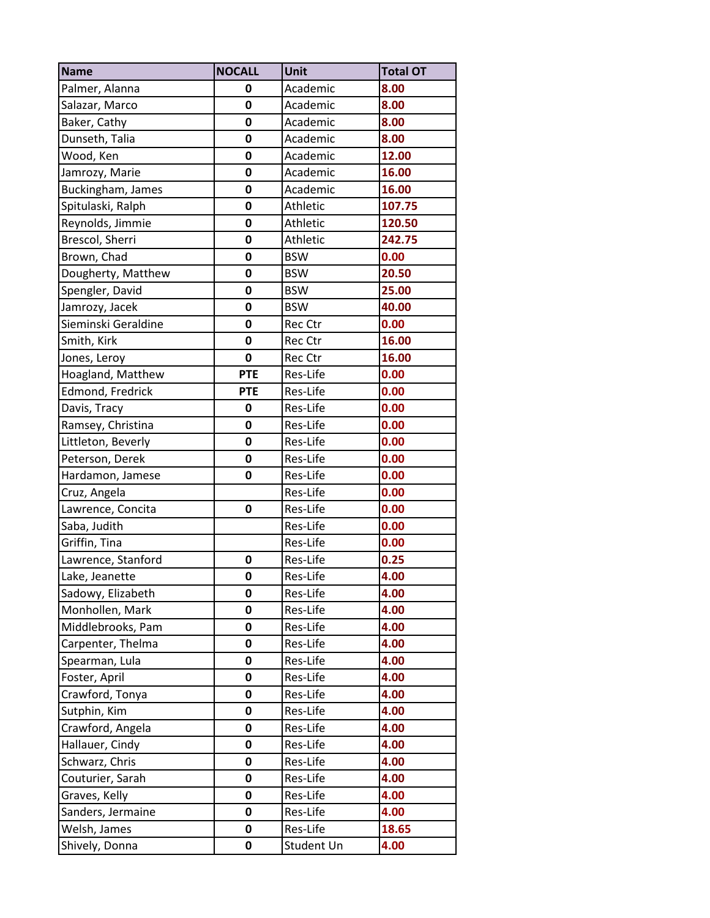| Name | NOCALL | Unit | Total OT |
|---|---|---|---|
| Palmer, Alanna | 0 | Academic | 8.00 |
| Salazar, Marco | 0 | Academic | 8.00 |
| Baker, Cathy | 0 | Academic | 8.00 |
| Dunseth, Talia | 0 | Academic | 8.00 |
| Wood, Ken | 0 | Academic | 12.00 |
| Jamrozy, Marie | 0 | Academic | 16.00 |
| Buckingham, James | 0 | Academic | 16.00 |
| Spitulaski, Ralph | 0 | Athletic | 107.75 |
| Reynolds, Jimmie | 0 | Athletic | 120.50 |
| Brescol, Sherri | 0 | Athletic | 242.75 |
| Brown, Chad | 0 | BSW | 0.00 |
| Dougherty, Matthew | 0 | BSW | 20.50 |
| Spengler, David | 0 | BSW | 25.00 |
| Jamrozy, Jacek | 0 | BSW | 40.00 |
| Sieminski Geraldine | 0 | Rec Ctr | 0.00 |
| Smith, Kirk | 0 | Rec Ctr | 16.00 |
| Jones, Leroy | 0 | Rec Ctr | 16.00 |
| Hoagland, Matthew | PTE | Res-Life | 0.00 |
| Edmond, Fredrick | PTE | Res-Life | 0.00 |
| Davis, Tracy | 0 | Res-Life | 0.00 |
| Ramsey, Christina | 0 | Res-Life | 0.00 |
| Littleton, Beverly | 0 | Res-Life | 0.00 |
| Peterson, Derek | 0 | Res-Life | 0.00 |
| Hardamon, Jamese | 0 | Res-Life | 0.00 |
| Cruz, Angela | | Res-Life | 0.00 |
| Lawrence, Concita | 0 | Res-Life | 0.00 |
| Saba, Judith | | Res-Life | 0.00 |
| Griffin, Tina | | Res-Life | 0.00 |
| Lawrence, Stanford | 0 | Res-Life | 0.25 |
| Lake, Jeanette | 0 | Res-Life | 4.00 |
| Sadowy, Elizabeth | 0 | Res-Life | 4.00 |
| Monhollen, Mark | 0 | Res-Life | 4.00 |
| Middlebrooks, Pam | 0 | Res-Life | 4.00 |
| Carpenter, Thelma | 0 | Res-Life | 4.00 |
| Spearman, Lula | 0 | Res-Life | 4.00 |
| Foster, April | 0 | Res-Life | 4.00 |
| Crawford, Tonya | 0 | Res-Life | 4.00 |
| Sutphin, Kim | 0 | Res-Life | 4.00 |
| Crawford, Angela | 0 | Res-Life | 4.00 |
| Hallauer, Cindy | 0 | Res-Life | 4.00 |
| Schwarz, Chris | 0 | Res-Life | 4.00 |
| Couturier, Sarah | 0 | Res-Life | 4.00 |
| Graves, Kelly | 0 | Res-Life | 4.00 |
| Sanders, Jermaine | 0 | Res-Life | 4.00 |
| Welsh, James | 0 | Res-Life | 18.65 |
| Shively, Donna | 0 | Student Un | 4.00 |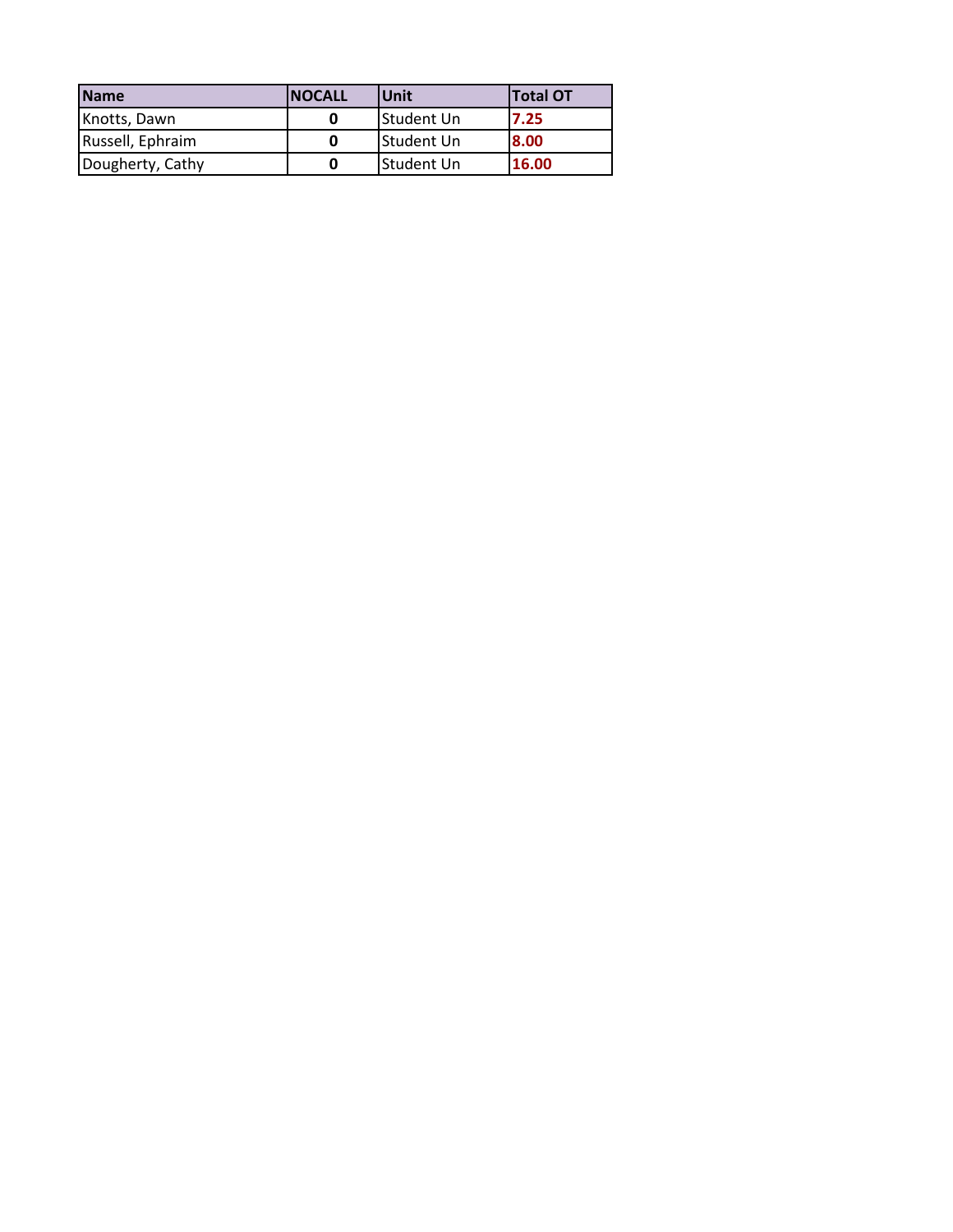| Name | NOCALL | Unit | Total OT |
|---|---|---|---|
| Knotts, Dawn | **0** | Student Un | **7.25** |
| Russell, Ephraim | **0** | Student Un | **8.00** |
| Dougherty, Cathy | **0** | Student Un | **16.00** |